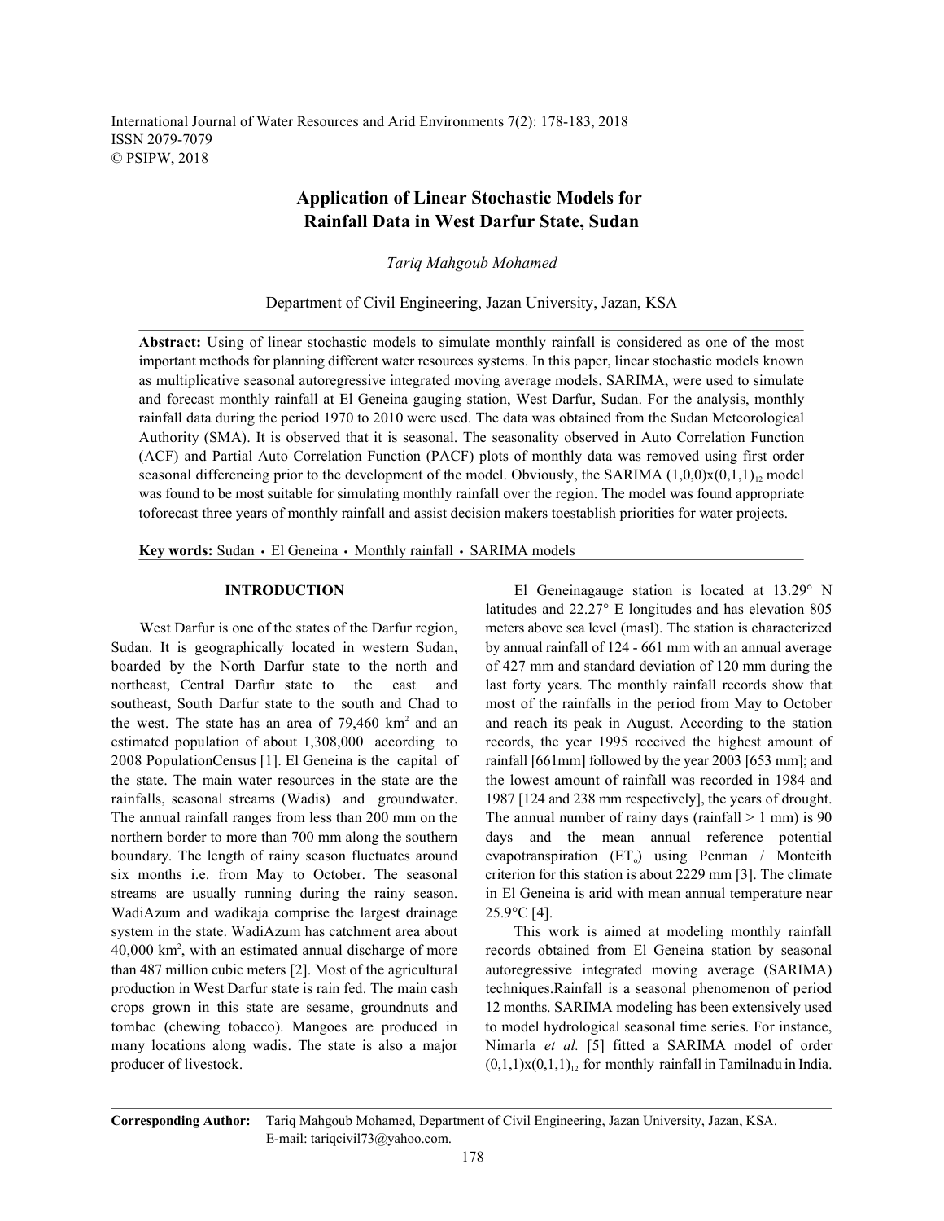International Journal of Water Resources and Arid Environments 7(2): 178-183, 2018
ISSN 2079-7079
© PSIPW, 2018

# Application of Linear Stochastic Models for Rainfall Data in West Darfur State, Sudan

*Tariq Mahgoub Mohamed*

Department of Civil Engineering, Jazan University, Jazan, KSA

**Abstract:** Using of linear stochastic models to simulate monthly rainfall is considered as one of the most important methods for planning different water resources systems. In this paper, linear stochastic models known as multiplicative seasonal autoregressive integrated moving average models, SARIMA, were used to simulate and forecast monthly rainfall at El Geneina gauging station, West Darfur, Sudan. For the analysis, monthly rainfall data during the period 1970 to 2010 were used. The data was obtained from the Sudan Meteorological Authority (SMA). It is observed that it is seasonal. The seasonality observed in Auto Correlation Function (ACF) and Partial Auto Correlation Function (PACF) plots of monthly data was removed using first order seasonal differencing prior to the development of the model. Obviously, the SARIMA $(1,0,0)x(0,1,1)_{12}$ model was found to be most suitable for simulating monthly rainfall over the region. The model was found appropriate toforecast three years of monthly rainfall and assist decision makers toestablish priorities for water projects.

**Key words:** Sudan • El Geneina • Monthly rainfall • SARIMA models

## INTRODUCTION

West Darfur is one of the states of the Darfur region, Sudan. It is geographically located in western Sudan, boarded by the North Darfur state to the north and northeast, Central Darfur state to the east and southeast, South Darfur state to the south and Chad to the west. The state has an area of 79,460 km$^2$ and an estimated population of about 1,308,000 according to 2008 PopulationCensus [1]. El Geneina is the capital of the state. The main water resources in the state are the rainfalls, seasonal streams (Wadis) and groundwater. The annual rainfall ranges from less than 200 mm on the northern border to more than 700 mm along the southern boundary. The length of rainy season fluctuates around six months i.e. from May to October. The seasonal streams are usually running during the rainy season. WadiAzum and wadikaja comprise the largest drainage system in the state. WadiAzum has catchment area about 40,000 km$^2$, with an estimated annual discharge of more than 487 million cubic meters [2]. Most of the agricultural production in West Darfur state is rain fed. The main cash crops grown in this state are sesame, groundnuts and tombac (chewing tobacco). Mangoes are produced in many locations along wadis. The state is also a major producer of livestock.

El Geneinagauge station is located at 13.29° N latitudes and 22.27° E longitudes and has elevation 805 meters above sea level (masl). The station is characterized by annual rainfall of 124 - 661 mm with an annual average of 427 mm and standard deviation of 120 mm during the last forty years. The monthly rainfall records show that most of the rainfalls in the period from May to October and reach its peak in August. According to the station records, the year 1995 received the highest amount of rainfall [661mm] followed by the year 2003 [653 mm]; and the lowest amount of rainfall was recorded in 1984 and 1987 [124 and 238 mm respectively], the years of drought. The annual number of rainy days (rainfall > 1 mm) is 90 days and the mean annual reference potential evapotranspiration ($ET_o$) using Penman / Monteith criterion for this station is about 2229 mm [3]. The climate in El Geneina is arid with mean annual temperature near 25.9°C [4].

This work is aimed at modeling monthly rainfall records obtained from El Geneina station by seasonal autoregressive integrated moving average (SARIMA) techniques.Rainfall is a seasonal phenomenon of period 12 months. SARIMA modeling has been extensively used to model hydrological seasonal time series. For instance, Nimarla *et al.* [5] fitted a SARIMA model of order $(0,1,1)x(0,1,1)_{12}$ for monthly rainfall in Tamilnadu in India.

**Corresponding Author:** Tariq Mahgoub Mohamed, Department of Civil Engineering, Jazan University, Jazan, KSA. E-mail: tariqcivil73@yahoo.com.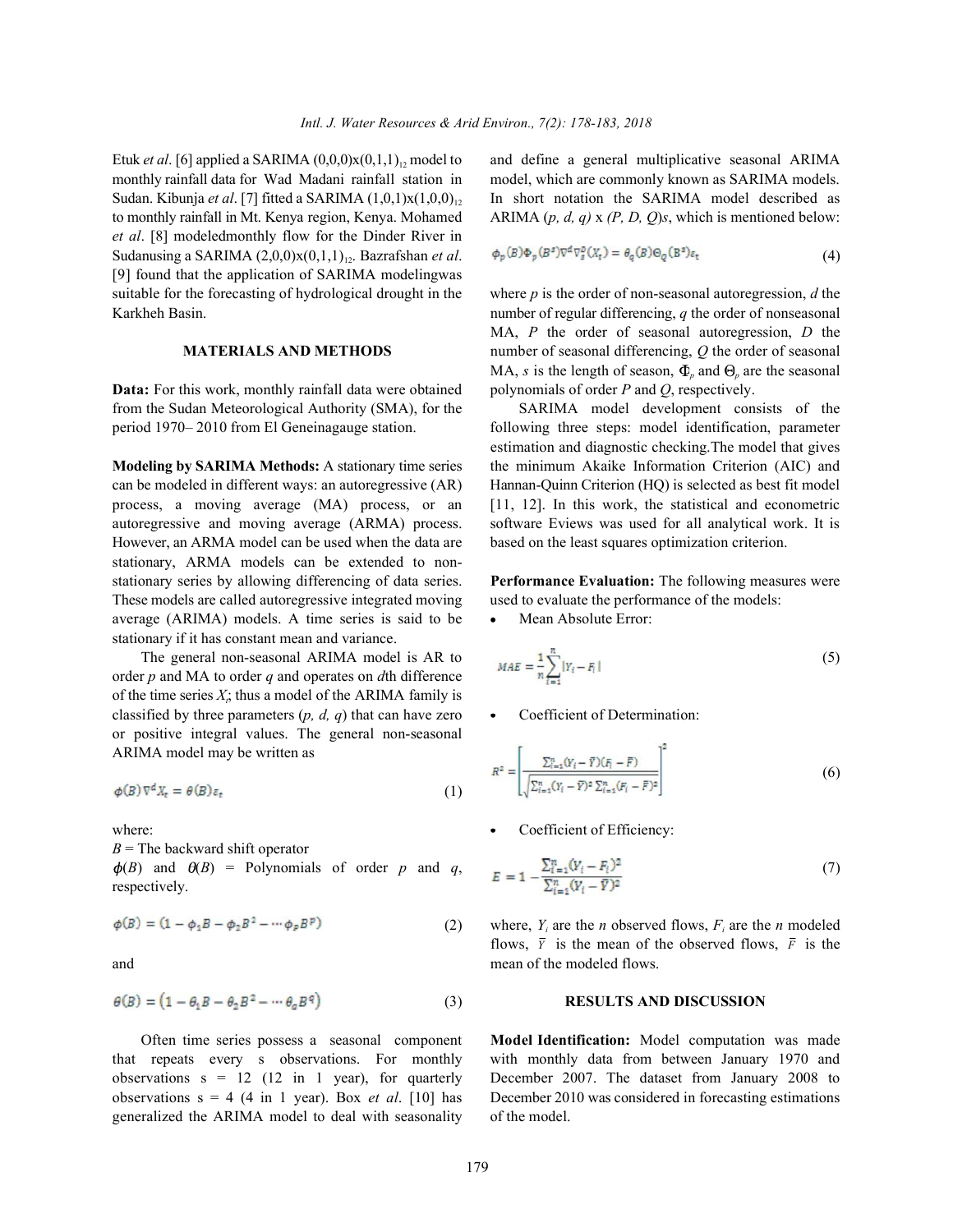Etuk *et al*. [6] applied a SARIMA $(0,0,0)x(0,1,1)_{12}$ model to monthly rainfall data for Wad Madani rainfall station in Sudan. Kibunja *et al*. [7] fitted a SARIMA $(1,0,1)x(1,0,0)_{12}$ to monthly rainfall in Mt. Kenya region, Kenya. Mohamed *et al*. [8] modeledmonthly flow for the Dinder River in Sudanusing a SARIMA $(2,0,0)x(0,1,1)_{12}$. Bazrafshan *et al*. [9] found that the application of SARIMA modelingwas suitable for the forecasting of hydrological drought in the Karkheh Basin.

## MATERIALS AND METHODS

**Data:** For this work, monthly rainfall data were obtained from the Sudan Meteorological Authority (SMA), for the period 1970– 2010 from El Geneinagauge station.

**Modeling by SARIMA Methods:** A stationary time series can be modeled in different ways: an autoregressive (AR) process, a moving average (MA) process, or an autoregressive and moving average (ARMA) process. However, an ARMA model can be used when the data are stationary, ARMA models can be extended to non-stationary series by allowing differencing of data series. These models are called autoregressive integrated moving average (ARIMA) models. A time series is said to be stationary if it has constant mean and variance.

The general non-seasonal ARIMA model is AR to order *p* and MA to order *q* and operates on *d*th difference of the time series $X_t$; thus a model of the ARIMA family is classified by three parameters (*p, d, q*) that can have zero or positive integral values. The general non-seasonal ARIMA model may be written as

$$\phi(B)\nabla^d X_t = \theta(B)\varepsilon_t \tag{1}$$

where:
$B$ = The backward shift operator
$\phi(B)$ and $\theta(B)$ = Polynomials of order *p* and *q*, respectively.

$$\phi(B) = (1 - \phi_1 B - \phi_2 B^2 - \cdots \phi_p B^p) \tag{2}$$

and

$$\theta(B) = (1 - \theta_1 B - \theta_2 B^2 - \cdots \theta_q B^q) \tag{3}$$

Often time series possess a seasonal component that repeats every s observations. For monthly observations s = 12 (12 in 1 year), for quarterly observations s = 4 (4 in 1 year). Box *et al*. [10] has generalized the ARIMA model to deal with seasonality and define a general multiplicative seasonal ARIMA model, which are commonly known as SARIMA models. In short notation the SARIMA model described as ARIMA (*p, d, q*) x *(P, D, Q)s*, which is mentioned below:

$$\phi_p(B)\Phi_p(B^s)\nabla^d\nabla_s^D(X_t) = \theta_q(B)\Theta_Q(B^s)\varepsilon_t \tag{4}$$

where *p* is the order of non-seasonal autoregression, *d* the number of regular differencing, *q* the order of nonseasonal MA, *P* the order of seasonal autoregression, *D* the number of seasonal differencing, *Q* the order of seasonal MA, *s* is the length of season, $\Phi_p$ and $\Theta_p$ are the seasonal polynomials of order *P* and *Q*, respectively.

SARIMA model development consists of the following three steps: model identification, parameter estimation and diagnostic checking.The model that gives the minimum Akaike Information Criterion (AIC) and Hannan-Quinn Criterion (HQ) is selected as best fit model [11, 12]. In this work, the statistical and econometric software Eviews was used for all analytical work. It is based on the least squares optimization criterion.

**Performance Evaluation:** The following measures were used to evaluate the performance of the models:

- Mean Absolute Error:

$$MAE = \frac{1}{n}\sum_{i=1}^{n}|Y_i - F_i| \tag{5}$$

- Coefficient of Determination:

$$R^2 = \left[\frac{\sum_{i=1}^{n}(Y_i - \bar{Y})(F_i - \bar{F})}{\sqrt{\sum_{i=1}^{n}(Y_i - \bar{Y})^2 \sum_{i=1}^{n}(F_i - \bar{F})^2}}\right]^2 \tag{6}$$

- Coefficient of Efficiency:

$$E = 1 - \frac{\sum_{i=1}^{n}(Y_i - F_i)^2}{\sum_{i=1}^{n}(Y_i - \bar{Y})^2} \tag{7}$$

where, $Y_i$ are the *n* observed flows, $F_i$ are the *n* modeled flows, $\bar{Y}$ is the mean of the observed flows, $\bar{F}$ is the mean of the modeled flows.

## RESULTS AND DISCUSSION

**Model Identification:** Model computation was made with monthly data from between January 1970 and December 2007. The dataset from January 2008 to December 2010 was considered in forecasting estimations of the model.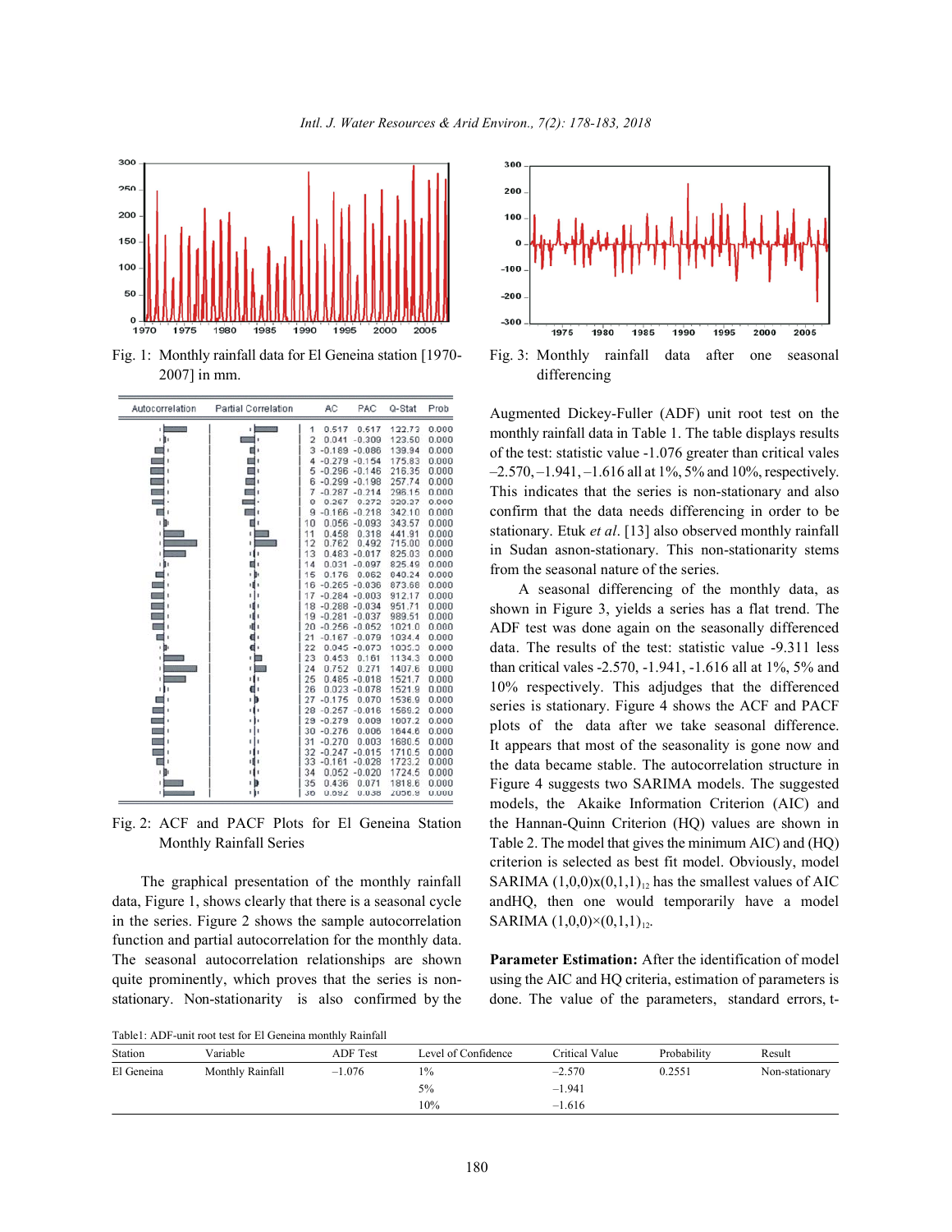Fig. 1: Monthly rainfall data for El Geneina station [1970-2007] in mm.

Fig. 2: ACF and PACF Plots for El Geneina Station Monthly Rainfall Series

The graphical presentation of the monthly rainfall data, Figure 1, shows clearly that there is a seasonal cycle in the series. Figure 2 shows the sample autocorrelation function and partial autocorrelation for the monthly data. The seasonal autocorrelation relationships are shown quite prominently, which proves that the series is non-stationary. Non-stationarity is also confirmed by the Augmented Dickey-Fuller (ADF) unit root test on the monthly rainfall data in Table 1. The table displays results of the test: statistic value -1.076 greater than critical vales –2.570, –1.941, –1.616 all at 1%, 5% and 10%, respectively. This indicates that the series is non-stationary and also confirm that the data needs differencing in order to be stationary. Etuk *et al*. [13] also observed monthly rainfall in Sudan asnon-stationary. This non-stationarity stems from the seasonal nature of the series.

Fig. 3: Monthly rainfall data after one seasonal differencing

A seasonal differencing of the monthly data, as shown in Figure 3, yields a series has a flat trend. The ADF test was done again on the seasonally differenced data. The results of the test: statistic value -9.311 less than critical vales -2.570, -1.941, -1.616 all at 1%, 5% and 10% respectively. This adjudges that the differenced series is stationary. Figure 4 shows the ACF and PACF plots of the data after we take seasonal difference. It appears that most of the seasonality is gone now and the data became stable. The autocorrelation structure in Figure 4 suggests two SARIMA models. The suggested models, the Akaike Information Criterion (AIC) and the Hannan-Quinn Criterion (HQ) values are shown in Table 2. The model that gives the minimum AIC) and (HQ) criterion is selected as best fit model. Obviously, model SARIMA $(1,0,0)x(0,1,1)_{12}$ has the smallest values of AIC andHQ, then one would temporarily have a model SARIMA $(1,0,0)\times(0,1,1)_{12}$.

**Parameter Estimation:** After the identification of model using the AIC and HQ criteria, estimation of parameters is done. The value of the parameters, standard errors, t-

Table1: ADF-unit root test for El Geneina monthly Rainfall

| Station | Variable | ADF Test | Level of Confidence | Critical Value | Probability | Result |
|---|---|---|---|---|---|---|
| El Geneina | Monthly Rainfall | –1.076 | 1% | –2.570 | 0.2551 | Non-stationary |
| | | | 5% | –1.941 | | |
| | | | 10% | –1.616 | | |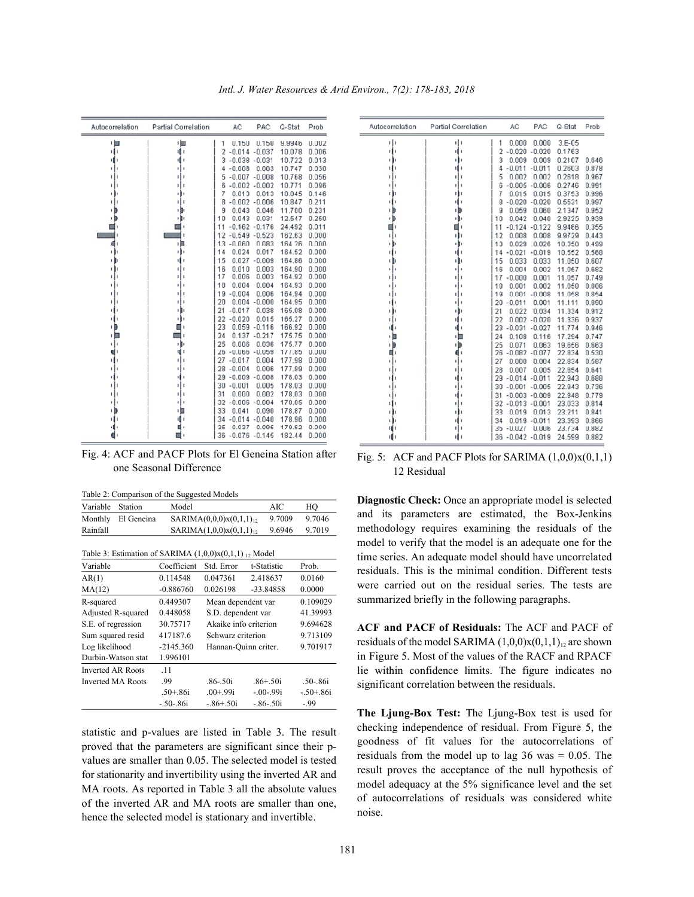| | AC | PAC | Q-Stat | Prob |
|---|---|---|---|---|
| 1 | 0.150 | 0.150 | 9.9946 | 0.002 |
| 2 | -0.014 | -0.037 | 10.078 | 0.006 |
| 3 | -0.038 | -0.031 | 10.722 | 0.013 |
| 4 | -0.008 | 0.003 | 10.747 | 0.030 |
| 5 | -0.007 | -0.008 | 10.768 | 0.056 |
| 6 | -0.002 | -0.002 | 10.771 | 0.096 |
| 7 | 0.013 | 0.013 | 10.845 | 0.146 |
| 8 | -0.002 | -0.006 | 10.847 | 0.211 |
| 9 | 0.043 | 0.046 | 11.700 | 0.231 |
| 10 | 0.043 | 0.031 | 12.547 | 0.250 |
| 11 | -0.162 | -0.176 | 24.492 | 0.011 |
| 12 | -0.549 | -0.523 | 162.63 | 0.000 |
| 13 | -0.060 | 0.083 | 164.26 | 0.000 |
| 14 | 0.024 | 0.017 | 164.52 | 0.000 |
| 15 | 0.027 | -0.009 | 164.86 | 0.000 |
| 16 | 0.010 | 0.003 | 164.90 | 0.000 |
| 17 | 0.006 | 0.003 | 164.92 | 0.000 |
| 18 | 0.004 | 0.004 | 164.93 | 0.000 |
| 19 | -0.004 | 0.006 | 164.94 | 0.000 |
| 20 | 0.004 | -0.000 | 164.95 | 0.000 |
| 21 | -0.017 | 0.038 | 165.08 | 0.000 |
| 22 | -0.020 | 0.015 | 165.27 | 0.000 |
| 23 | 0.059 | -0.116 | 166.92 | 0.000 |
| 24 | 0.137 | -0.217 | 175.75 | 0.000 |
| 25 | 0.006 | 0.036 | 175.77 | 0.000 |
| 26 | -0.066 | -0.059 | 177.85 | 0.000 |
| 27 | -0.017 | 0.004 | 177.98 | 0.000 |
| 28 | -0.004 | 0.006 | 177.99 | 0.000 |
| 29 | -0.009 | -0.008 | 178.03 | 0.000 |
| 30 | -0.001 | 0.005 | 178.03 | 0.000 |
| 31 | 0.000 | 0.002 | 178.03 | 0.000 |
| 32 | -0.006 | -0.004 | 178.05 | 0.000 |
| 33 | 0.041 | 0.090 | 178.87 | 0.000 |
| 34 | -0.014 | -0.040 | 178.96 | 0.000 |
| 35 | 0.037 | 0.006 | 179.62 | 0.000 |
| 36 | -0.076 | -0.145 | 182.44 | 0.000 |

Fig. 4: ACF and PACF Plots for El Geneina Station after one Seasonal Difference

Table 2: Comparison of the Suggested Models

| Variable | Station | Model | AIC | HQ |
|---|---|---|---|---|
| Monthly Rainfall | El Geneina | $SARIMA(0,0,0)x(0,1,1)_{12}$ | 9.7009 | 9.7046 |
| | | $SARIMA(1,0,0)x(0,1,1)_{12}$ | 9.6946 | 9.7019 |

Table 3: Estimation of SARIMA $(1,0,0)x(0,1,1)_{12}$ Model

| Variable | Coefficient | Std. Error | t-Statistic | Prob. |
|---|---|---|---|---|
| AR(1) | 0.114548 | 0.047361 | 2.418637 | 0.0160 |
| MA(12) | -0.886760 | 0.026198 | -33.84858 | 0.0000 |
| R-squared | 0.449307 | Mean dependent var | | 0.109029 |
| Adjusted R-squared | 0.448058 | S.D. dependent var | | 41.39993 |
| S.E. of regression | 30.75717 | Akaike info criterion | | 9.694628 |
| Sum squared resid | 417187.6 | Schwarz criterion | | 9.713109 |
| Log likelihood | -2145.360 | Hannan-Quinn criter. | | 9.701917 |
| Durbin-Watson stat | 1.996101 | | | |
| Inverted AR Roots | .11 | | | |
| Inverted MA Roots | .99 | .86-.50i | .86+.50i | .50-.86i |
| | .50+.86i | .00+.99i | -.00-.99i | -.50+.86i |
| | -.50-.86i | -.86+.50i | -.86-.50i | -.99 |

statistic and p-values are listed in Table 3. The result proved that the parameters are significant since their p-values are smaller than 0.05. The selected model is tested for stationarity and invertibility using the inverted AR and MA roots. As reported in Table 3 all the absolute values of the inverted AR and MA roots are smaller than one, hence the selected model is stationary and invertible.

| | AC | PAC | Q-Stat | Prob |
|---|---|---|---|---|
| 1 | 0.000 | 0.000 | 3.E-05 | |
| 2 | -0.020 | -0.020 | 0.1763 | |
| 3 | 0.009 | 0.009 | 0.2107 | 0.646 |
| 4 | -0.011 | -0.011 | 0.2603 | 0.878 |
| 5 | 0.002 | 0.002 | 0.2618 | 0.967 |
| 6 | -0.005 | -0.006 | 0.2746 | 0.991 |
| 7 | 0.015 | 0.015 | 0.3753 | 0.996 |
| 8 | -0.020 | -0.020 | 0.5531 | 0.997 |
| 9 | 0.059 | 0.060 | 2.1347 | 0.952 |
| 10 | 0.042 | 0.040 | 2.9225 | 0.939 |
| 11 | -0.124 | -0.122 | 9.9466 | 0.355 |
| 12 | 0.008 | 0.008 | 9.9729 | 0.443 |
| 13 | 0.029 | 0.026 | 10.350 | 0.499 |
| 14 | -0.021 | -0.019 | 10.552 | 0.568 |
| 15 | 0.033 | 0.033 | 11.050 | 0.607 |
| 16 | 0.004 | 0.002 | 11.067 | 0.682 |
| 17 | -0.000 | 0.001 | 11.057 | 0.749 |
| 18 | 0.001 | 0.002 | 11.058 | 0.806 |
| 19 | 0.001 | -0.008 | 11.058 | 0.854 |
| 20 | -0.011 | 0.001 | 11.111 | 0.890 |
| 21 | 0.022 | 0.034 | 11.334 | 0.912 |
| 22 | 0.002 | -0.020 | 11.336 | 0.937 |
| 23 | -0.031 | -0.027 | 11.774 | 0.946 |
| 24 | 0.108 | 0.116 | 17.294 | 0.747 |
| 25 | 0.071 | 0.063 | 19.656 | 0.663 |
| 26 | -0.082 | -0.077 | 22.834 | 0.530 |
| 27 | 0.000 | 0.004 | 22.834 | 0.587 |
| 28 | 0.007 | 0.005 | 22.854 | 0.641 |
| 29 | -0.014 | -0.011 | 22.943 | 0.688 |
| 30 | -0.001 | -0.005 | 22.943 | 0.736 |
| 31 | -0.003 | -0.009 | 22.948 | 0.779 |
| 32 | -0.013 | -0.001 | 23.033 | 0.814 |
| 33 | 0.019 | 0.013 | 23.211 | 0.841 |
| 34 | 0.019 | -0.011 | 23.393 | 0.866 |
| 35 | -0.027 | 0.006 | 23.734 | 0.882 |
| 36 | -0.042 | -0.019 | 24.599 | 0.882 |

Fig. 5: ACF and PACF Plots for SARIMA (1,0,0)x(0,1,1) 12 Residual

**Diagnostic Check:** Once an appropriate model is selected and its parameters are estimated, the Box-Jenkins methodology requires examining the residuals of the model to verify that the model is an adequate one for the time series. An adequate model should have uncorrelated residuals. This is the minimal condition. Different tests were carried out on the residual series. The tests are summarized briefly in the following paragraphs.

**ACF and PACF of Residuals:** The ACF and PACF of residuals of the model SARIMA $(1,0,0)x(0,1,1)_{12}$ are shown in Figure 5. Most of the values of the RACF and RPACF lie within confidence limits. The figure indicates no significant correlation between the residuals.

**The Ljung-Box Test:** The Ljung-Box test is used for checking independence of residual. From Figure 5, the goodness of fit values for the autocorrelations of residuals from the model up to lag 36 was = 0.05. The result proves the acceptance of the null hypothesis of model adequacy at the 5% significance level and the set of autocorrelations of residuals was considered white noise.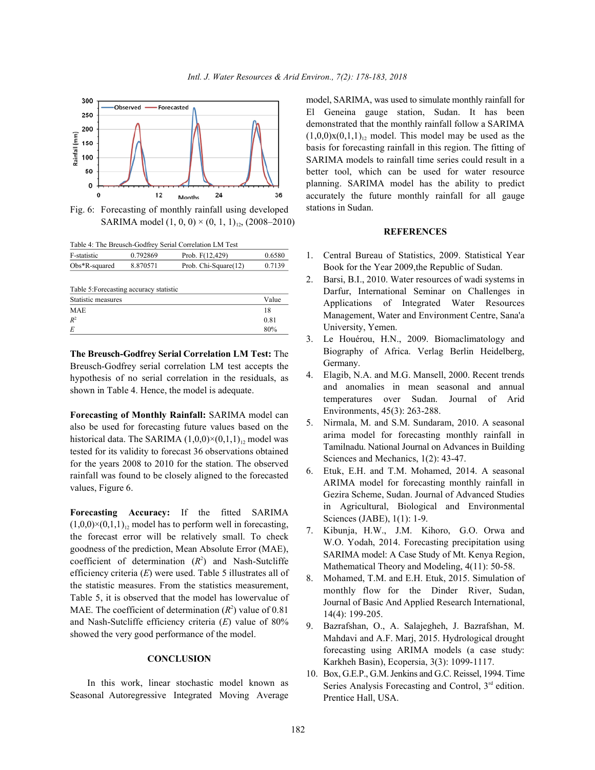Fig. 6: Forecasting of monthly rainfall using developed SARIMA model $(1, 0, 0) \times (0, 1, 1)_{12}$, (2008–2010)

Table 4: The Breusch-Godfrey Serial Correlation LM Test

| | | | |
|---|---|---|---|
| F-statistic | 0.792869 | Prob. F(12,429) | 0.6580 |
| Obs*R-squared | 8.870571 | Prob. Chi-Square(12) | 0.7139 |

Table 5:Forecasting accuracy statistic

| Statistic measures | Value |
|---|---|
| MAE | 18 |
| $R^2$ | 0.81 |
| $E$ | 80% |

**The Breusch-Godfrey Serial Correlation LM Test:** The Breusch-Godfrey serial correlation LM test accepts the hypothesis of no serial correlation in the residuals, as shown in Table 4. Hence, the model is adequate.

**Forecasting of Monthly Rainfall:** SARIMA model can also be used for forecasting future values based on the historical data. The SARIMA $(1,0,0)\times(0,1,1)_{12}$ model was tested for its validity to forecast 36 observations obtained for the years 2008 to 2010 for the station. The observed rainfall was found to be closely aligned to the forecasted values, Figure 6.

**Forecasting Accuracy:** If the fitted SARIMA $(1,0,0)\times(0,1,1)_{12}$ model has to perform well in forecasting, the forecast error will be relatively small. To check goodness of the prediction, Mean Absolute Error (MAE), coefficient of determination ($R^2$) and Nash-Sutcliffe efficiency criteria ($E$) were used. Table 5 illustrates all of the statistic measures. From the statistics measurement, Table 5, it is observed that the model has lowervalue of MAE. The coefficient of determination ($R^2$) value of 0.81 and Nash-Sutcliffe efficiency criteria ($E$) value of 80% showed the very good performance of the model.

## CONCLUSION

In this work, linear stochastic model known as Seasonal Autoregressive Integrated Moving Average model, SARIMA, was used to simulate monthly rainfall for El Geneina gauge station, Sudan. It has been demonstrated that the monthly rainfall follow a SARIMA $(1,0,0)x(0,1,1)_{12}$ model. This model may be used as the basis for forecasting rainfall in this region. The fitting of SARIMA models to rainfall time series could result in a better tool, which can be used for water resource planning. SARIMA model has the ability to predict accurately the future monthly rainfall for all gauge stations in Sudan.

## REFERENCES

1. Central Bureau of Statistics, 2009. Statistical Year Book for the Year 2009,the Republic of Sudan.
2. Barsi, B.I., 2010. Water resources of wadi systems in Darfur, International Seminar on Challenges in Applications of Integrated Water Resources Management, Water and Environment Centre, Sana'a University, Yemen.
3. Le Houérou, H.N., 2009. Biomaclimatology and Biography of Africa. Verlag Berlin Heidelberg, Germany.
4. Elagib, N.A. and M.G. Mansell, 2000. Recent trends and anomalies in mean seasonal and annual temperatures over Sudan. Journal of Arid Environments, 45(3): 263-288.
5. Nirmala, M. and S.M. Sundaram, 2010. A seasonal arima model for forecasting monthly rainfall in Tamilnadu. National Journal on Advances in Building Sciences and Mechanics, 1(2): 43-47.
6. Etuk, E.H. and T.M. Mohamed, 2014. A seasonal ARIMA model for forecasting monthly rainfall in Gezira Scheme, Sudan. Journal of Advanced Studies in Agricultural, Biological and Environmental Sciences (JABE), 1(1): 1-9.
7. Kibunja, H.W., J.M. Kihoro, G.O. Orwa and W.O. Yodah, 2014. Forecasting precipitation using SARIMA model: A Case Study of Mt. Kenya Region, Mathematical Theory and Modeling, 4(11): 50-58.
8. Mohamed, T.M. and E.H. Etuk, 2015. Simulation of monthly flow for the Dinder River, Sudan, Journal of Basic And Applied Research International, 14(4): 199-205.
9. Bazrafshan, O., A. Salajegheh, J. Bazrafshan, M. Mahdavi and A.F. Marj, 2015. Hydrological drought forecasting using ARIMA models (a case study: Karkheh Basin), Ecopersia, 3(3): 1099-1117.
10. Box, G.E.P., G.M. Jenkins and G.C. Reissel, 1994. Time Series Analysis Forecasting and Control, 3rd edition. Prentice Hall, USA.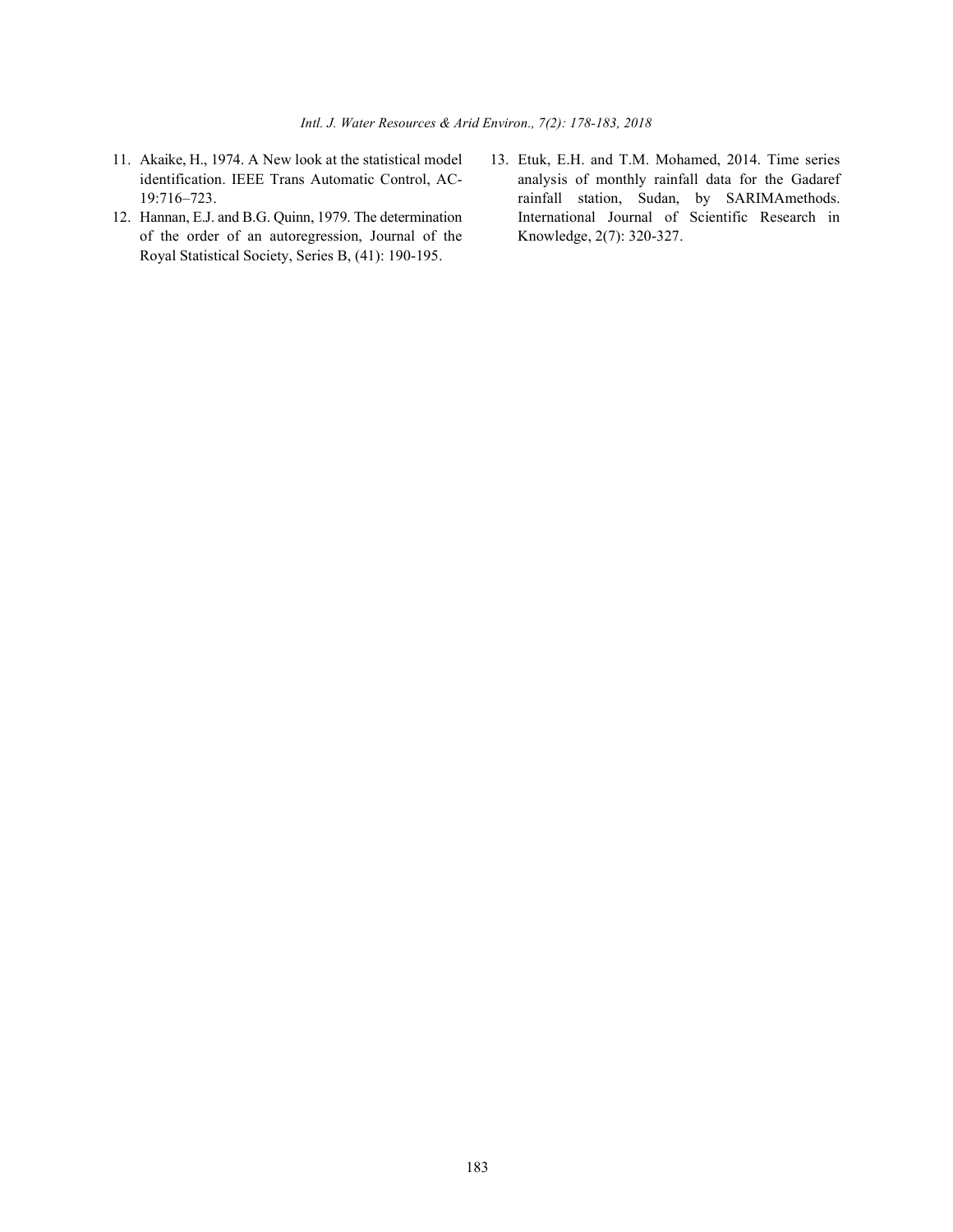11. Akaike, H., 1974. A New look at the statistical model identification. IEEE Trans Automatic Control, AC-19:716–723.
12. Hannan, E.J. and B.G. Quinn, 1979. The determination of the order of an autoregression, Journal of the Royal Statistical Society, Series B, (41): 190-195.
13. Etuk, E.H. and T.M. Mohamed, 2014. Time series analysis of monthly rainfall data for the Gadaref rainfall station, Sudan, by SARIMAmethods. International Journal of Scientific Research in Knowledge, 2(7): 320-327.